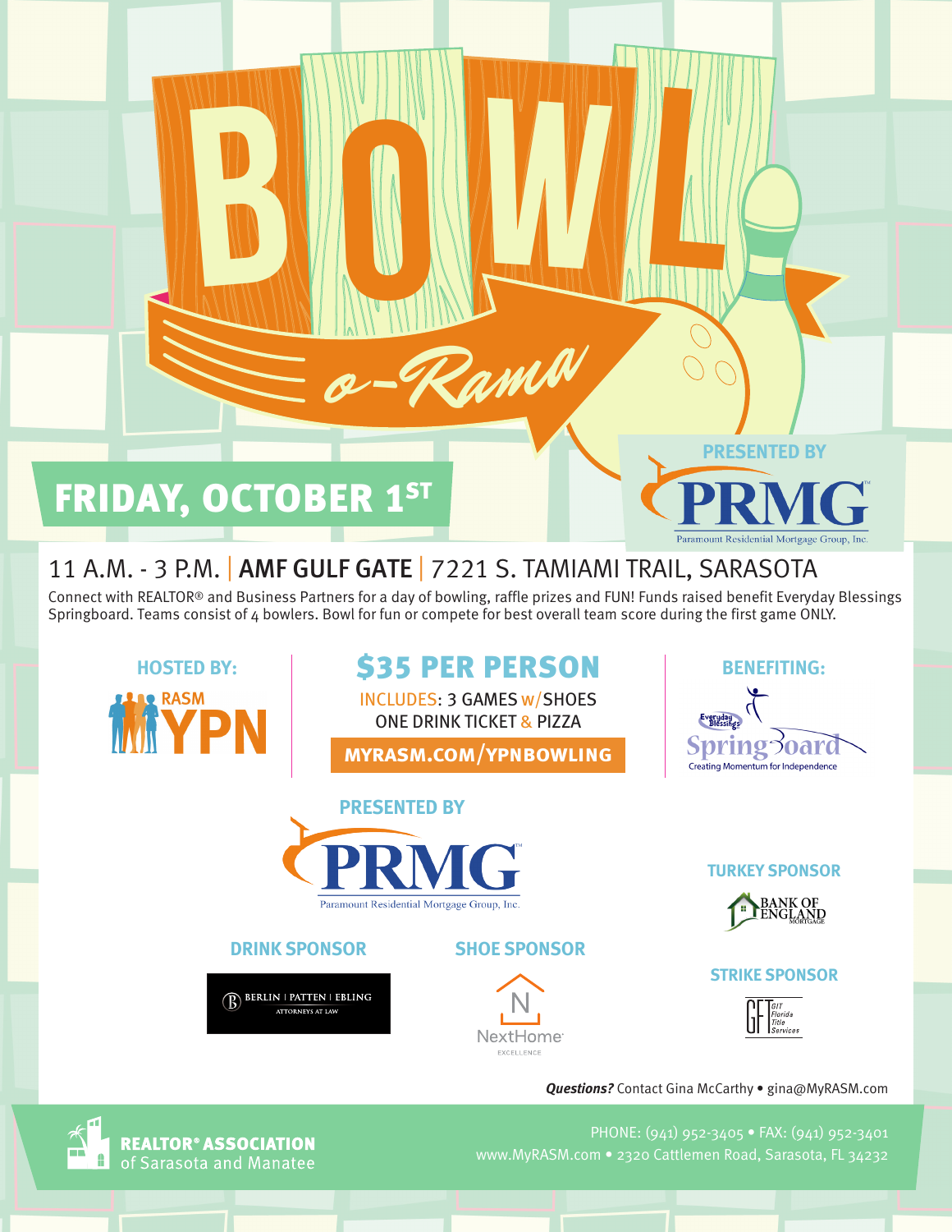# BOWL o-Rama

## FRIDAY, OCTOBER 1ST

PRESENTED BY

PRMG
Paramount Residential Mortgage Group, Inc.

11 A.M. - 3 P.M. | **AMF GULF GATE** | 7221 S. TAMIAMI TRAIL, SARASOTA

Connect with REALTOR® and Business Partners for a day of bowling, raffle prizes and FUN! Funds raised benefit Everyday Blessings Springboard. Teams consist of 4 bowlers. Bowl for fun or compete for best overall team score during the first game ONLY.

**HOSTED BY:**

RASM YPN

## $35 PER PERSON

INCLUDES: 3 GAMES w/SHOES
ONE DRINK TICKET & PIZZA

**MYRASM.COM/YPNBOWLING**

**BENEFITING:**

Everyday Blessings Springboard
Creating Momentum for Independence

**PRESENTED BY**

PRMG
Paramount Residential Mortgage Group, Inc.

**TURKEY SPONSOR**

BANK OF ENGLAND MORTGAGE

**DRINK SPONSOR**

BERLIN | PATTEN | EBLING
ATTORNEYS AT LAW

**SHOE SPONSOR**

NextHome
EXCELLENCE

**STRIKE SPONSOR**

GIT Florida Title Services

***Questions?*** Contact Gina McCarthy • gina@MyRASM.com

**REALTOR® ASSOCIATION** of Sarasota and Manatee

PHONE: (941) 952-3405 • FAX: (941) 952-3401
www.MyRASM.com • 2320 Cattlemen Road, Sarasota, FL 34232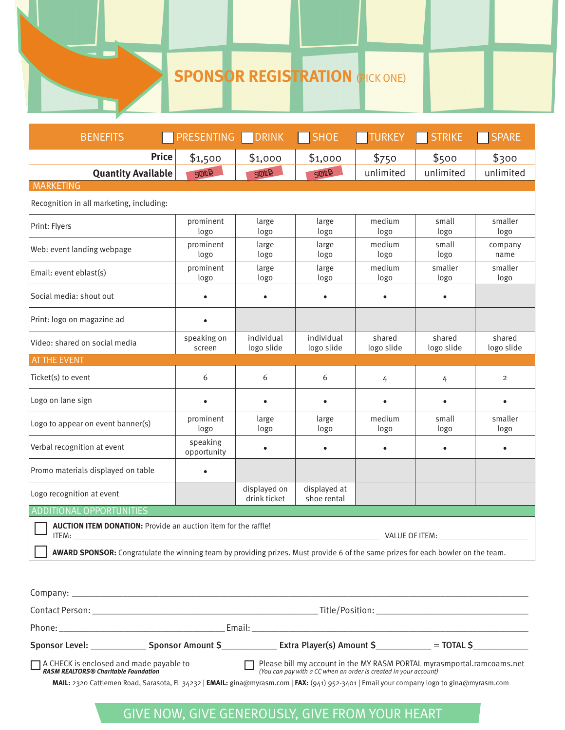# SPONSOR REGISTRATION (PICK ONE)

| BENEFITS | ☐ PRESENTING | ☐ DRINK | ☐ SHOE | ☐ TURKEY | ☐ STRIKE | ☐ SPARE |
|---|---|---|---|---|---|---|
| **Price** | $1,500 | $1,000 | $1,000 | $750 | $500 | $300 |
| **Quantity Available** | SOLD | SOLD | SOLD | unlimited | unlimited | unlimited |
| MARKETING | | | | | | |
| Recognition in all marketing, including: | | | | | | |
| Print: Flyers | prominent logo | large logo | large logo | medium logo | small logo | smaller logo |
| Web: event landing webpage | prominent logo | large logo | large logo | medium logo | small logo | company name |
| Email: event eblast(s) | prominent logo | large logo | large logo | medium logo | smaller logo | smaller logo |
| Social media: shout out | • | • | • | • | • | |
| Print: logo on magazine ad | • | | | | | |
| Video: shared on social media | speaking on screen | individual logo slide | individual logo slide | shared logo slide | shared logo slide | shared logo slide |
| AT THE EVENT | | | | | | |
| Ticket(s) to event | 6 | 6 | 6 | 4 | 4 | 2 |
| Logo on lane sign | • | • | • | • | • | • |
| Logo to appear on event banner(s) | prominent logo | large logo | large logo | medium logo | small logo | smaller logo |
| Verbal recognition at event | speaking opportunity | • | • | • | • | • |
| Promo materials displayed on table | • | | | | | |
| Logo recognition at event | | displayed on drink ticket | displayed at shoe rental | | | |

## ADDITIONAL OPPORTUNITIES

☐ **AUCTION ITEM DONATION:** Provide an auction item for the raffle!
ITEM: ______________________________ VALUE OF ITEM: ______________

☐ **AWARD SPONSOR:** Congratulate the winning team by providing prizes. Must provide 6 of the same prizes for each bowler on the team.

Company: ________________________________________________

Contact Person: ______________________ Title/Position: ______________________

Phone: ______________________ Email: ______________________

**Sponsor Level:** ___________ **Sponsor Amount $**___________ **Extra Player(s) Amount $**___________ = **TOTAL $**___________

☐ A CHECK is enclosed and made payable to ***RASM REALTORS® Charitable Foundation***

☐ Please bill my account in the MY RASM PORTAL myrasmportal.ramcoams.net
*(You can pay with a CC when an order is created in your account)*

**MAIL:** 2320 Cattlemen Road, Sarasota, FL 34232 | **EMAIL:** gina@myrasm.com | **FAX:** (941) 952-3401 | Email your company logo to gina@myrasm.com

GIVE NOW, GIVE GENEROUSLY, GIVE FROM YOUR HEART